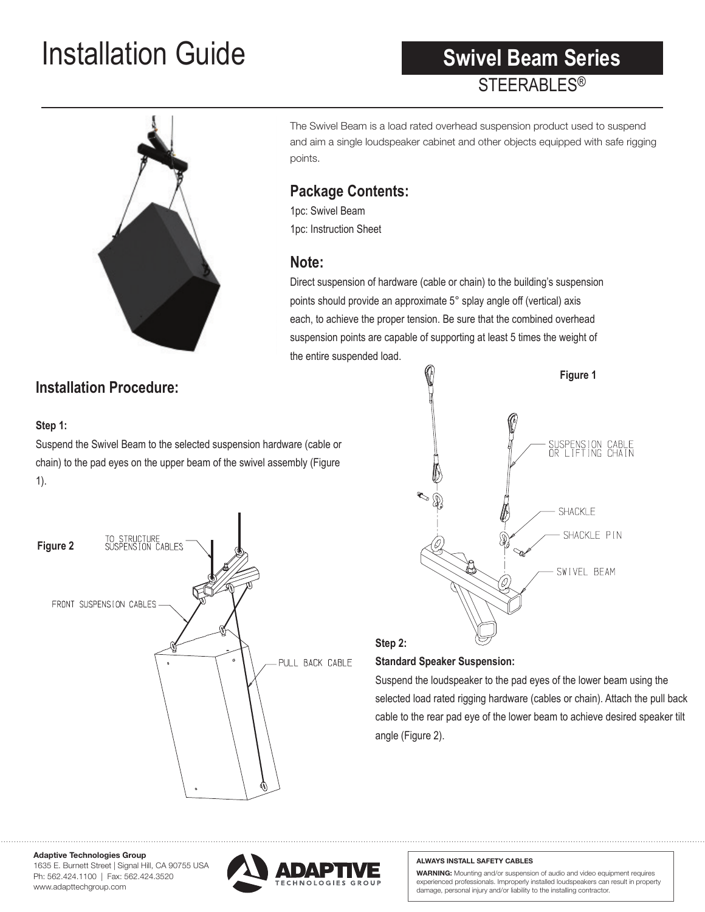# Installation Guide

## Swivel Beam Series

STEERABLES®

The Swivel Beam is a load rated overhead suspension product used to suspend and aim a single loudspeaker cabinet and other objects equipped with safe rigging points.

## Package Contents:

1pc: Swivel Beam
1pc: Instruction Sheet

## Note:

Direct suspension of hardware (cable or chain) to the building's suspension points should provide an approximate 5° splay angle off (vertical) axis each, to achieve the proper tension. Be sure that the combined overhead suspension points are capable of supporting at least 5 times the weight of the entire suspended load.

## Installation Procedure:

### Step 1:

Suspend the Swivel Beam to the selected suspension hardware (cable or chain) to the pad eyes on the upper beam of the swivel assembly (Figure 1).

Figure 1

SUSPENSION CABLE OR LIFTING CHAIN
SHACKLE
SHACKLE PIN
SWIVEL BEAM

Figure 2

TO STRUCTURE SUSPENSION CABLES
FRONT SUSPENSION CABLES
PULL BACK CABLE

### Step 2:

**Standard Speaker Suspension:**

Suspend the loudspeaker to the pad eyes of the lower beam using the selected load rated rigging hardware (cables or chain). Attach the pull back cable to the rear pad eye of the lower beam to achieve desired speaker tilt angle (Figure 2).

**Adaptive Technologies Group**
1635 E. Burnett Street | Signal Hill, CA 90755 USA
Ph: 562.424.1100 | Fax: 562.424.3520
www.adapttechgroup.com

ADAPTIVE TECHNOLOGIES GROUP

**ALWAYS INSTALL SAFETY CABLES**

**WARNING:** Mounting and/or suspension of audio and video equipment requires experienced professionals. Improperly installed loudspeakers can result in property damage, personal injury and/or liability to the installing contractor.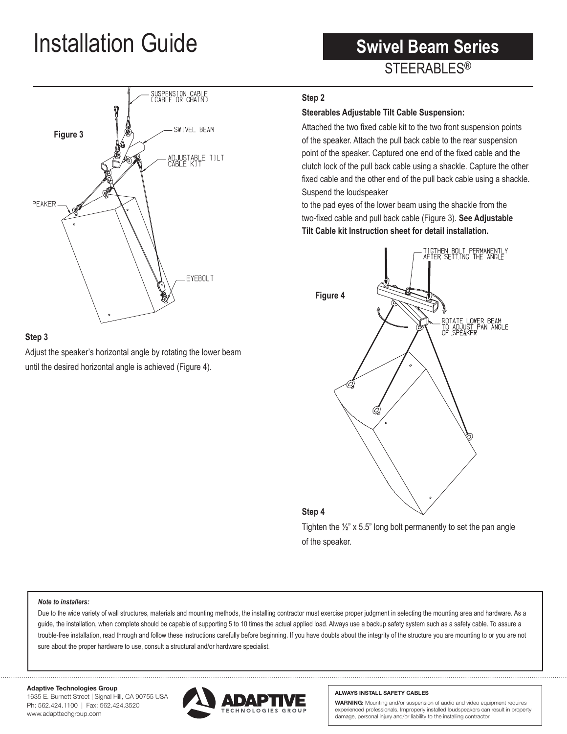# Installation Guide

## Swivel Beam Series

STEERABLES®

Figure 3

SUSPENSION CABLE (CABLE OR CHAIN)

SWIVEL BEAM

ADJUSTABLE TILT CABLE KIT

PEAKER

EYEBOLT

### Step 2

**Steerables Adjustable Tilt Cable Suspension:**

Attached the two fixed cable kit to the two front suspension points of the speaker. Attach the pull back cable to the rear suspension point of the speaker. Captured one end of the fixed cable and the clutch lock of the pull back cable using a shackle. Capture the other fixed cable and the other end of the pull back cable using a shackle. Suspend the loudspeaker to the pad eyes of the lower beam using the shackle from the two-fixed cable and pull back cable (Figure 3). **See Adjustable Tilt Cable kit Instruction sheet for detail installation.**

### Step 3

Adjust the speaker's horizontal angle by rotating the lower beam until the desired horizontal angle is achieved (Figure 4).

Figure 4

TIGTHEN BOLT PERMANENTLY AFTER SETTING THE ANGLE

ROTATE LOWER BEAM TO ADJUST PAN ANGLE OF SPEAKER

### Step 4

Tighten the ½" x 5.5" long bolt permanently to set the pan angle of the speaker.

***Note to installers:***

Due to the wide variety of wall structures, materials and mounting methods, the installing contractor must exercise proper judgment in selecting the mounting area and hardware. As a guide, the installation, when complete should be capable of supporting 5 to 10 times the actual applied load. Always use a backup safety system such as a safety cable. To assure a trouble-free installation, read through and follow these instructions carefully before beginning. If you have doubts about the integrity of the structure you are mounting to or you are not sure about the proper hardware to use, consult a structural and/or hardware specialist.

**Adaptive Technologies Group**
1635 E. Burnett Street | Signal Hill, CA 90755 USA
Ph: 562.424.1100 | Fax: 562.424.3520
www.adapttechgroup.com

ADAPTIVE TECHNOLOGIES GROUP

**ALWAYS INSTALL SAFETY CABLES**

**WARNING:** Mounting and/or suspension of audio and video equipment requires experienced professionals. Improperly installed loudspeakers can result in property damage, personal injury and/or liability to the installing contractor.